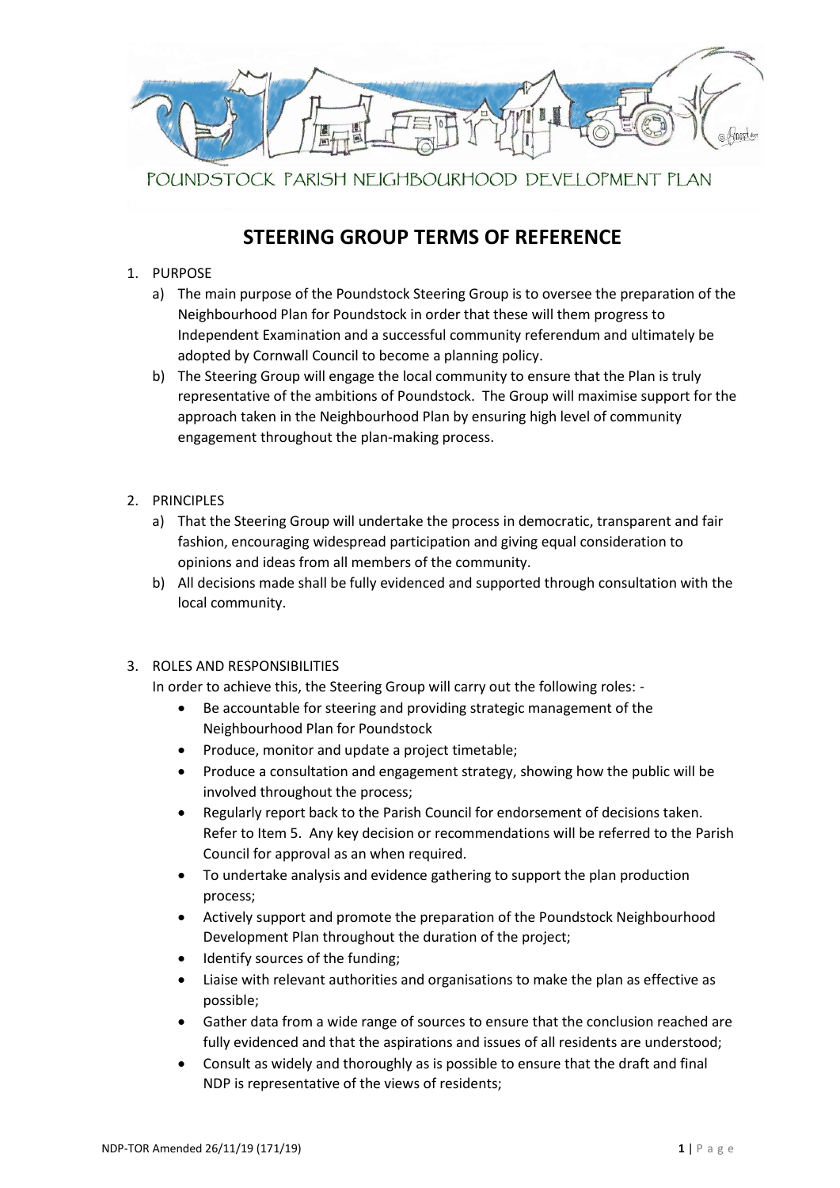POUNDSTOCK PARISH NEIGHBOURHOOD DEVELOPMENT PLAN

# STEERING GROUP TERMS OF REFERENCE

1. PURPOSE
   a) The main purpose of the Poundstock Steering Group is to oversee the preparation of the Neighbourhood Plan for Poundstock in order that these will them progress to Independent Examination and a successful community referendum and ultimately be adopted by Cornwall Council to become a planning policy.
   b) The Steering Group will engage the local community to ensure that the Plan is truly representative of the ambitions of Poundstock. The Group will maximise support for the approach taken in the Neighbourhood Plan by ensuring high level of community engagement throughout the plan-making process.

2. PRINCIPLES
   a) That the Steering Group will undertake the process in democratic, transparent and fair fashion, encouraging widespread participation and giving equal consideration to opinions and ideas from all members of the community.
   b) All decisions made shall be fully evidenced and supported through consultation with the local community.

3. ROLES AND RESPONSIBILITIES

   In order to achieve this, the Steering Group will carry out the following roles: -

   - Be accountable for steering and providing strategic management of the Neighbourhood Plan for Poundstock
   - Produce, monitor and update a project timetable;
   - Produce a consultation and engagement strategy, showing how the public will be involved throughout the process;
   - Regularly report back to the Parish Council for endorsement of decisions taken. Refer to Item 5. Any key decision or recommendations will be referred to the Parish Council for approval as an when required.
   - To undertake analysis and evidence gathering to support the plan production process;
   - Actively support and promote the preparation of the Poundstock Neighbourhood Development Plan throughout the duration of the project;
   - Identify sources of the funding;
   - Liaise with relevant authorities and organisations to make the plan as effective as possible;
   - Gather data from a wide range of sources to ensure that the conclusion reached are fully evidenced and that the aspirations and issues of all residents are understood;
   - Consult as widely and thoroughly as is possible to ensure that the draft and final NDP is representative of the views of residents;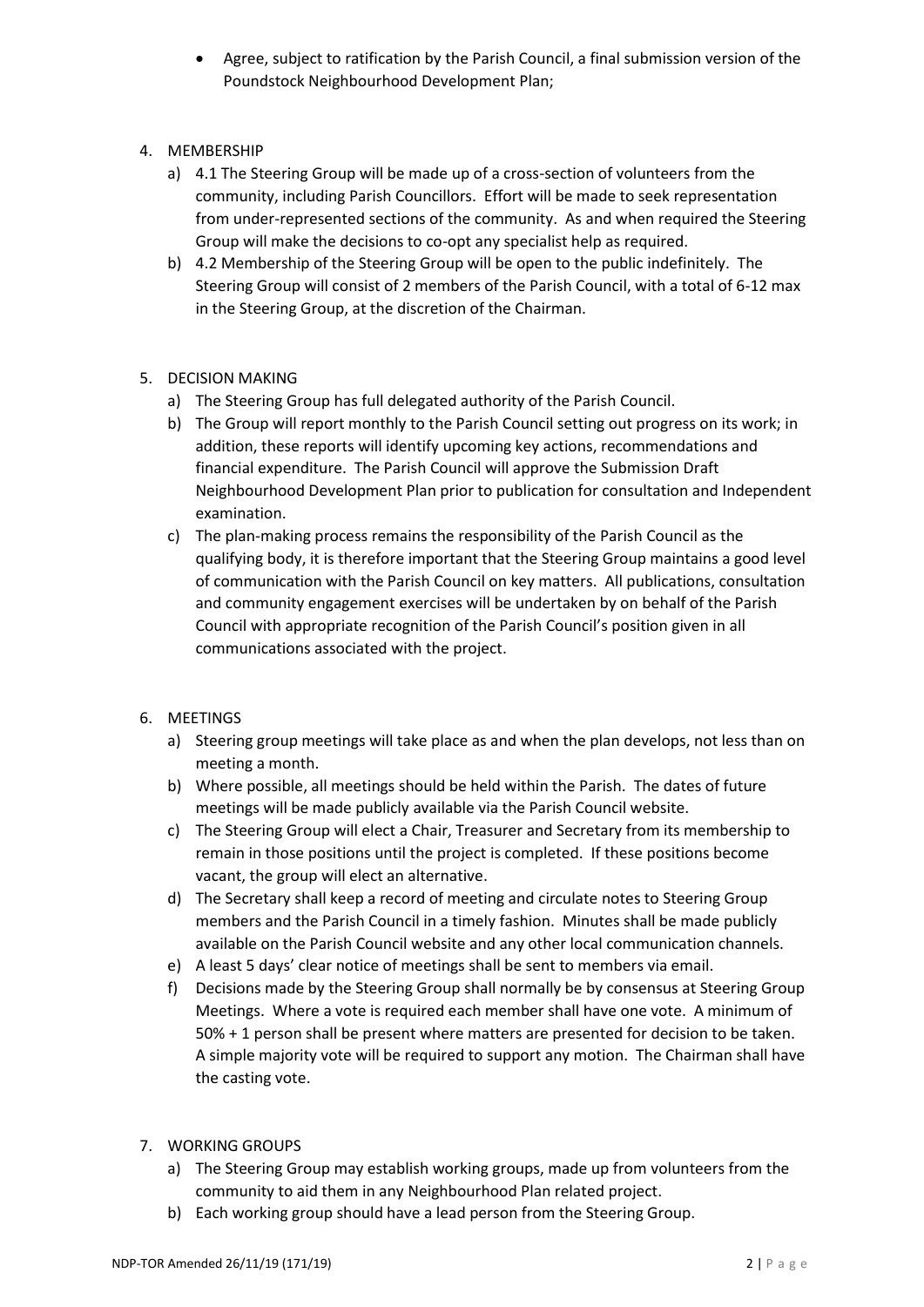- Agree, subject to ratification by the Parish Council, a final submission version of the Poundstock Neighbourhood Development Plan;

4. MEMBERSHIP
   a) 4.1 The Steering Group will be made up of a cross-section of volunteers from the community, including Parish Councillors. Effort will be made to seek representation from under-represented sections of the community. As and when required the Steering Group will make the decisions to co-opt any specialist help as required.
   b) 4.2 Membership of the Steering Group will be open to the public indefinitely. The Steering Group will consist of 2 members of the Parish Council, with a total of 6-12 max in the Steering Group, at the discretion of the Chairman.

5. DECISION MAKING
   a) The Steering Group has full delegated authority of the Parish Council.
   b) The Group will report monthly to the Parish Council setting out progress on its work; in addition, these reports will identify upcoming key actions, recommendations and financial expenditure. The Parish Council will approve the Submission Draft Neighbourhood Development Plan prior to publication for consultation and Independent examination.
   c) The plan-making process remains the responsibility of the Parish Council as the qualifying body, it is therefore important that the Steering Group maintains a good level of communication with the Parish Council on key matters. All publications, consultation and community engagement exercises will be undertaken by on behalf of the Parish Council with appropriate recognition of the Parish Council's position given in all communications associated with the project.

6. MEETINGS
   a) Steering group meetings will take place as and when the plan develops, not less than on meeting a month.
   b) Where possible, all meetings should be held within the Parish. The dates of future meetings will be made publicly available via the Parish Council website.
   c) The Steering Group will elect a Chair, Treasurer and Secretary from its membership to remain in those positions until the project is completed. If these positions become vacant, the group will elect an alternative.
   d) The Secretary shall keep a record of meeting and circulate notes to Steering Group members and the Parish Council in a timely fashion. Minutes shall be made publicly available on the Parish Council website and any other local communication channels.
   e) A least 5 days' clear notice of meetings shall be sent to members via email.
   f) Decisions made by the Steering Group shall normally be by consensus at Steering Group Meetings. Where a vote is required each member shall have one vote. A minimum of 50% + 1 person shall be present where matters are presented for decision to be taken. A simple majority vote will be required to support any motion. The Chairman shall have the casting vote.

7. WORKING GROUPS
   a) The Steering Group may establish working groups, made up from volunteers from the community to aid them in any Neighbourhood Plan related project.
   b) Each working group should have a lead person from the Steering Group.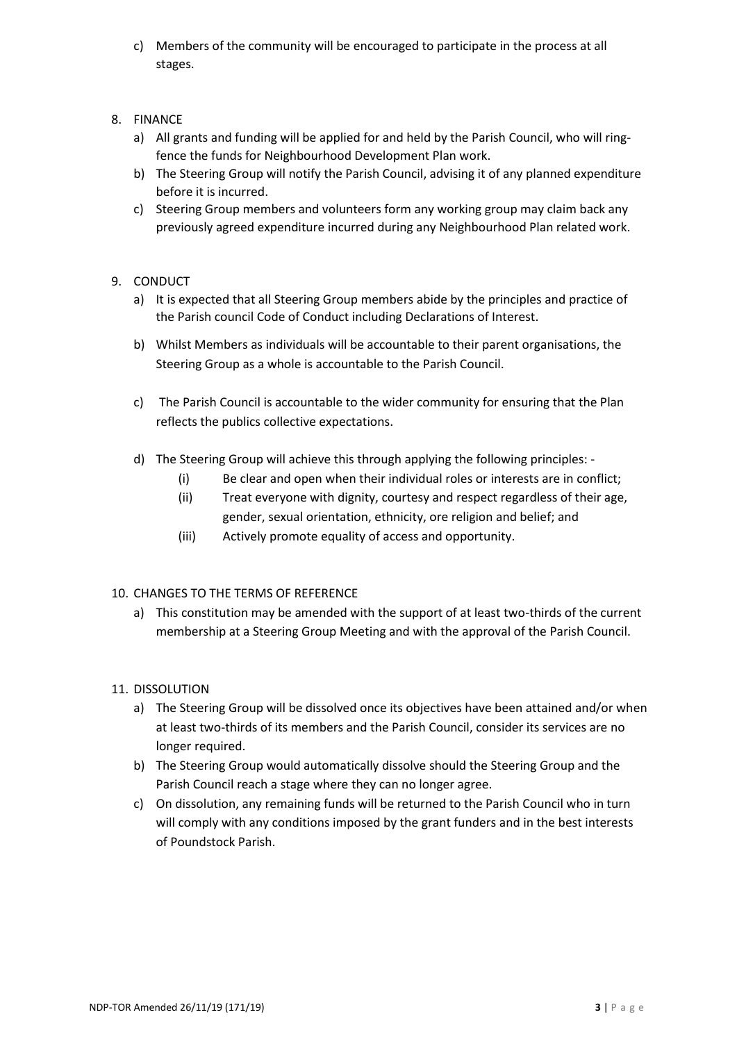c) Members of the community will be encouraged to participate in the process at all stages.

8. FINANCE
    a) All grants and funding will be applied for and held by the Parish Council, who will ring-fence the funds for Neighbourhood Development Plan work.
    b) The Steering Group will notify the Parish Council, advising it of any planned expenditure before it is incurred.
    c) Steering Group members and volunteers form any working group may claim back any previously agreed expenditure incurred during any Neighbourhood Plan related work.

9. CONDUCT
    a) It is expected that all Steering Group members abide by the principles and practice of the Parish council Code of Conduct including Declarations of Interest.
    b) Whilst Members as individuals will be accountable to their parent organisations, the Steering Group as a whole is accountable to the Parish Council.
    c) The Parish Council is accountable to the wider community for ensuring that the Plan reflects the publics collective expectations.
    d) The Steering Group will achieve this through applying the following principles: -
        (i) Be clear and open when their individual roles or interests are in conflict;
        (ii) Treat everyone with dignity, courtesy and respect regardless of their age, gender, sexual orientation, ethnicity, ore religion and belief; and
        (iii) Actively promote equality of access and opportunity.

10. CHANGES TO THE TERMS OF REFERENCE
    a) This constitution may be amended with the support of at least two-thirds of the current membership at a Steering Group Meeting and with the approval of the Parish Council.

11. DISSOLUTION
    a) The Steering Group will be dissolved once its objectives have been attained and/or when at least two-thirds of its members and the Parish Council, consider its services are no longer required.
    b) The Steering Group would automatically dissolve should the Steering Group and the Parish Council reach a stage where they can no longer agree.
    c) On dissolution, any remaining funds will be returned to the Parish Council who in turn will comply with any conditions imposed by the grant funders and in the best interests of Poundstock Parish.